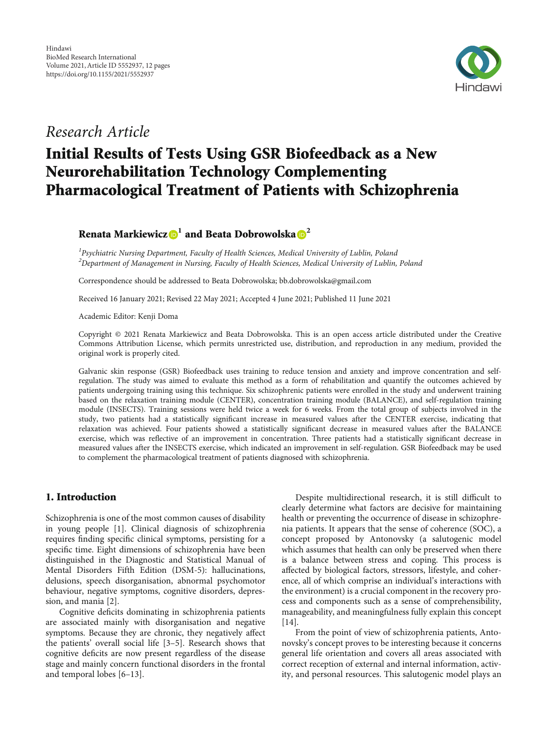Hindawi
BioMed Research International
Volume 2021, Article ID 5552937, 12 pages
https://doi.org/10.1155/2021/5552937

*Research Article*

# Initial Results of Tests Using GSR Biofeedback as a New Neurorehabilitation Technology Complementing Pharmacological Treatment of Patients with Schizophrenia

**Renata Markiewicz**[1] **and Beata Dobrowolska**[2]

[1]*Psychiatric Nursing Department, Faculty of Health Sciences, Medical University of Lublin, Poland*
[2]*Department of Management in Nursing, Faculty of Health Sciences, Medical University of Lublin, Poland*

Correspondence should be addressed to Beata Dobrowolska; bb.dobrowolska@gmail.com

Received 16 January 2021; Revised 22 May 2021; Accepted 4 June 2021; Published 11 June 2021

Academic Editor: Kenji Doma

Copyright © 2021 Renata Markiewicz and Beata Dobrowolska. This is an open access article distributed under the Creative Commons Attribution License, which permits unrestricted use, distribution, and reproduction in any medium, provided the original work is properly cited.

Galvanic skin response (GSR) Biofeedback uses training to reduce tension and anxiety and improve concentration and self-regulation. The study was aimed to evaluate this method as a form of rehabilitation and quantify the outcomes achieved by patients undergoing training using this technique. Six schizophrenic patients were enrolled in the study and underwent training based on the relaxation training module (CENTER), concentration training module (BALANCE), and self-regulation training module (INSECTS). Training sessions were held twice a week for 6 weeks. From the total group of subjects involved in the study, two patients had a statistically significant increase in measured values after the CENTER exercise, indicating that relaxation was achieved. Four patients showed a statistically significant decrease in measured values after the BALANCE exercise, which was reflective of an improvement in concentration. Three patients had a statistically significant decrease in measured values after the INSECTS exercise, which indicated an improvement in self-regulation. GSR Biofeedback may be used to complement the pharmacological treatment of patients diagnosed with schizophrenia.

## 1. Introduction

Schizophrenia is one of the most common causes of disability in young people [1]. Clinical diagnosis of schizophrenia requires finding specific clinical symptoms, persisting for a specific time. Eight dimensions of schizophrenia have been distinguished in the Diagnostic and Statistical Manual of Mental Disorders Fifth Edition (DSM-5): hallucinations, delusions, speech disorganisation, abnormal psychomotor behaviour, negative symptoms, cognitive disorders, depression, and mania [2].

Cognitive deficits dominating in schizophrenia patients are associated mainly with disorganisation and negative symptoms. Because they are chronic, they negatively affect the patients' overall social life [3–5]. Research shows that cognitive deficits are now present regardless of the disease stage and mainly concern functional disorders in the frontal and temporal lobes [6–13].

Despite multidirectional research, it is still difficult to clearly determine what factors are decisive for maintaining health or preventing the occurrence of disease in schizophrenia patients. It appears that the sense of coherence (SOC), a concept proposed by Antonovsky (a salutogenic model which assumes that health can only be preserved when there is a balance between stress and coping. This process is affected by biological factors, stressors, lifestyle, and coherence, all of which comprise an individual's interactions with the environment) is a crucial component in the recovery process and components such as a sense of comprehensibility, manageability, and meaningfulness fully explain this concept [14].

From the point of view of schizophrenia patients, Antonovsky's concept proves to be interesting because it concerns general life orientation and covers all areas associated with correct reception of external and internal information, activity, and personal resources. This salutogenic model plays an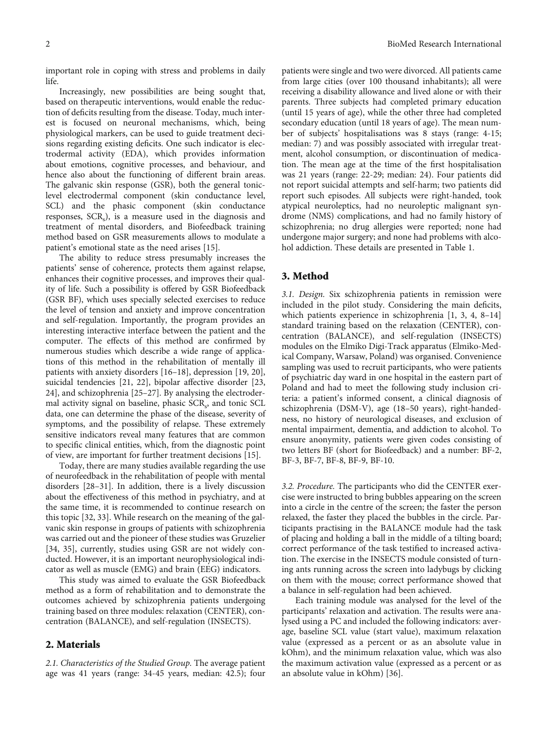important role in coping with stress and problems in daily life.

Increasingly, new possibilities are being sought that, based on therapeutic interventions, would enable the reduction of deficits resulting from the disease. Today, much interest is focused on neuronal mechanisms, which, being physiological markers, can be used to guide treatment decisions regarding existing deficits. One such indicator is electrodermal activity (EDA), which provides information about emotions, cognitive processes, and behaviour, and hence also about the functioning of different brain areas. The galvanic skin response (GSR), both the general tonic-level electrodermal component (skin conductance level, SCL) and the phasic component (skin conductance responses, $SCR_s$), is a measure used in the diagnosis and treatment of mental disorders, and Biofeedback training method based on GSR measurements allows to modulate a patient's emotional state as the need arises [15].

The ability to reduce stress presumably increases the patients' sense of coherence, protects them against relapse, enhances their cognitive processes, and improves their quality of life. Such a possibility is offered by GSR Biofeedback (GSR BF), which uses specially selected exercises to reduce the level of tension and anxiety and improve concentration and self-regulation. Importantly, the program provides an interesting interactive interface between the patient and the computer. The effects of this method are confirmed by numerous studies which describe a wide range of applications of this method in the rehabilitation of mentally ill patients with anxiety disorders [16–18], depression [19, 20], suicidal tendencies [21, 22], bipolar affective disorder [23, 24], and schizophrenia [25–27]. By analysing the electrodermal activity signal on baseline, phasic $SCR_s$, and tonic SCL data, one can determine the phase of the disease, severity of symptoms, and the possibility of relapse. These extremely sensitive indicators reveal many features that are common to specific clinical entities, which, from the diagnostic point of view, are important for further treatment decisions [15].

Today, there are many studies available regarding the use of neurofeedback in the rehabilitation of people with mental disorders [28–31]. In addition, there is a lively discussion about the effectiveness of this method in psychiatry, and at the same time, it is recommended to continue research on this topic [32, 33]. While research on the meaning of the galvanic skin response in groups of patients with schizophrenia was carried out and the pioneer of these studies was Gruzelier [34, 35], currently, studies using GSR are not widely conducted. However, it is an important neurophysiological indicator as well as muscle (EMG) and brain (EEG) indicators.

This study was aimed to evaluate the GSR Biofeedback method as a form of rehabilitation and to demonstrate the outcomes achieved by schizophrenia patients undergoing training based on three modules: relaxation (CENTER), concentration (BALANCE), and self-regulation (INSECTS).

## 2. Materials

*2.1. Characteristics of the Studied Group.* The average patient age was 41 years (range: 34-45 years, median: 42.5); four patients were single and two were divorced. All patients came from large cities (over 100 thousand inhabitants); all were receiving a disability allowance and lived alone or with their parents. Three subjects had completed primary education (until 15 years of age), while the other three had completed secondary education (until 18 years of age). The mean number of subjects' hospitalisations was 8 stays (range: 4-15; median: 7) and was possibly associated with irregular treatment, alcohol consumption, or discontinuation of medication. The mean age at the time of the first hospitalisation was 21 years (range: 22-29; median: 24). Four patients did not report suicidal attempts and self-harm; two patients did report such episodes. All subjects were right-handed, took atypical neuroleptics, had no neuroleptic malignant syndrome (NMS) complications, and had no family history of schizophrenia; no drug allergies were reported; none had undergone major surgery; and none had problems with alcohol addiction. These details are presented in Table 1.

## 3. Method

*3.1. Design.* Six schizophrenia patients in remission were included in the pilot study. Considering the main deficits, which patients experience in schizophrenia [1, 3, 4, 8–14] standard training based on the relaxation (CENTER), concentration (BALANCE), and self-regulation (INSECTS) modules on the Elmiko Digi-Track apparatus (Elmiko-Medical Company, Warsaw, Poland) was organised. Convenience sampling was used to recruit participants, who were patients of psychiatric day ward in one hospital in the eastern part of Poland and had to meet the following study inclusion criteria: a patient's informed consent, a clinical diagnosis of schizophrenia (DSM-V), age (18–50 years), right-handedness, no history of neurological diseases, and exclusion of mental impairment, dementia, and addiction to alcohol. To ensure anonymity, patients were given codes consisting of two letters BF (short for Biofeedback) and a number: BF-2, BF-3, BF-7, BF-8, BF-9, BF-10.

*3.2. Procedure.* The participants who did the CENTER exercise were instructed to bring bubbles appearing on the screen into a circle in the centre of the screen; the faster the person relaxed, the faster they placed the bubbles in the circle. Participants practising in the BALANCE module had the task of placing and holding a ball in the middle of a tilting board; correct performance of the task testified to increased activation. The exercise in the INSECTS module consisted of turning ants running across the screen into ladybugs by clicking on them with the mouse; correct performance showed that a balance in self-regulation had been achieved.

Each training module was analysed for the level of the participants' relaxation and activation. The results were analysed using a PC and included the following indicators: average, baseline SCL value (start value), maximum relaxation value (expressed as a percent or as an absolute value in kOhm), and the minimum relaxation value, which was also the maximum activation value (expressed as a percent or as an absolute value in kOhm) [36].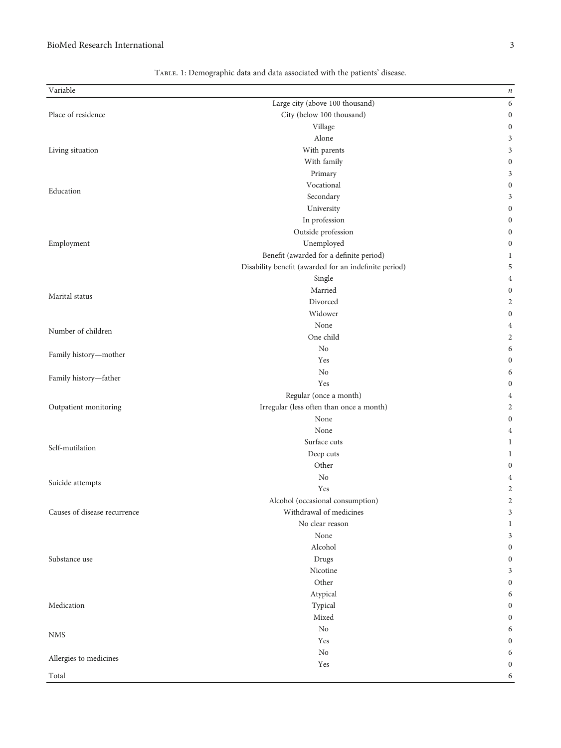Table. 1: Demographic data and data associated with the patients' disease.

| Variable | | $n$ |
|---|---|---|
| Place of residence | Large city (above 100 thousand) | 6 |
| | City (below 100 thousand) | 0 |
| | Village | 0 |
| Living situation | Alone | 3 |
| | With parents | 3 |
| | With family | 0 |
| Education | Primary | 3 |
| | Vocational | 0 |
| | Secondary | 3 |
| | University | 0 |
| Employment | In profession | 0 |
| | Outside profession | 0 |
| | Unemployed | 0 |
| | Benefit (awarded for a definite period) | 1 |
| | Disability benefit (awarded for an indefinite period) | 5 |
| Marital status | Single | 4 |
| | Married | 0 |
| | Divorced | 2 |
| | Widower | 0 |
| Number of children | None | 4 |
| | One child | 2 |
| Family history—mother | No | 6 |
| | Yes | 0 |
| Family history—father | No | 6 |
| | Yes | 0 |
| Outpatient monitoring | Regular (once a month) | 4 |
| | Irregular (less often than once a month) | 2 |
| | None | 0 |
| Self-mutilation | None | 4 |
| | Surface cuts | 1 |
| | Deep cuts | 1 |
| | Other | 0 |
| Suicide attempts | No | 4 |
| | Yes | 2 |
| Causes of disease recurrence | Alcohol (occasional consumption) | 2 |
| | Withdrawal of medicines | 3 |
| | No clear reason | 1 |
| Substance use | None | 3 |
| | Alcohol | 0 |
| | Drugs | 0 |
| | Nicotine | 3 |
| | Other | 0 |
| Medication | Atypical | 6 |
| | Typical | 0 |
| | Mixed | 0 |
| NMS | No | 6 |
| | Yes | 0 |
| Allergies to medicines | No | 6 |
| | Yes | 0 |
| Total | | 6 |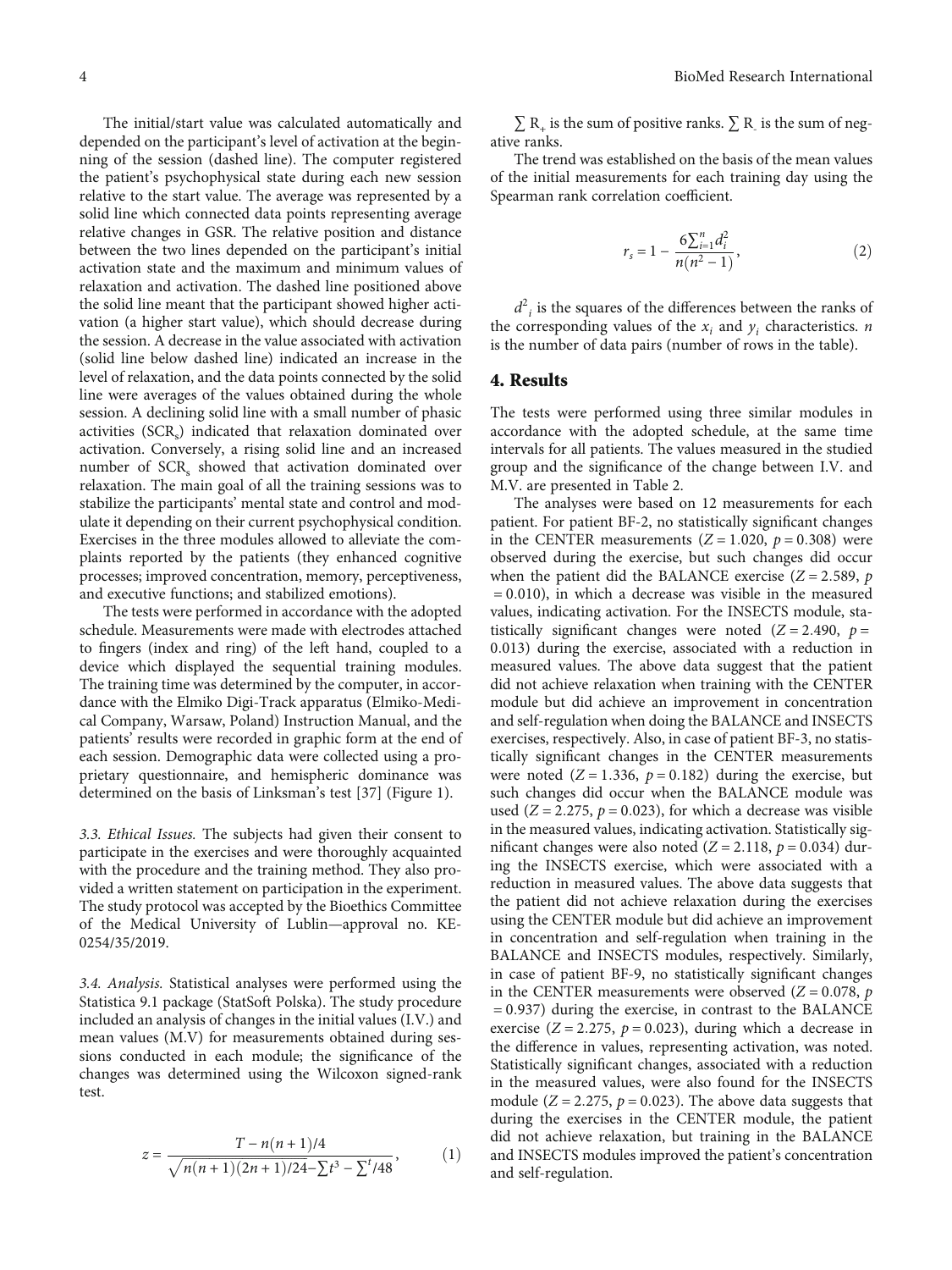The initial/start value was calculated automatically and depended on the participant's level of activation at the beginning of the session (dashed line). The computer registered the patient's psychophysical state during each new session relative to the start value. The average was represented by a solid line which connected data points representing average relative changes in GSR. The relative position and distance between the two lines depended on the participant's initial activation state and the maximum and minimum values of relaxation and activation. The dashed line positioned above the solid line meant that the participant showed higher activation (a higher start value), which should decrease during the session. A decrease in the value associated with activation (solid line below dashed line) indicated an increase in the level of relaxation, and the data points connected by the solid line were averages of the values obtained during the whole session. A declining solid line with a small number of phasic activities ($SCR_s$) indicated that relaxation dominated over activation. Conversely, a rising solid line and an increased number of $SCR_s$ showed that activation dominated over relaxation. The main goal of all the training sessions was to stabilize the participants' mental state and control and modulate it depending on their current psychophysical condition. Exercises in the three modules allowed to alleviate the complaints reported by the patients (they enhanced cognitive processes; improved concentration, memory, perceptiveness, and executive functions; and stabilized emotions).

The tests were performed in accordance with the adopted schedule. Measurements were made with electrodes attached to fingers (index and ring) of the left hand, coupled to a device which displayed the sequential training modules. The training time was determined by the computer, in accordance with the Elmiko Digi-Track apparatus (Elmiko-Medical Company, Warsaw, Poland) Instruction Manual, and the patients' results were recorded in graphic form at the end of each session. Demographic data were collected using a proprietary questionnaire, and hemispheric dominance was determined on the basis of Linksman's test [37] (Figure 1).

*3.3. Ethical Issues.* The subjects had given their consent to participate in the exercises and were thoroughly acquainted with the procedure and the training method. They also provided a written statement on participation in the experiment. The study protocol was accepted by the Bioethics Committee of the Medical University of Lublin—approval no. KE-0254/35/2019.

*3.4. Analysis.* Statistical analyses were performed using the Statistica 9.1 package (StatSoft Polska). The study procedure included an analysis of changes in the initial values (I.V.) and mean values (M.V) for measurements obtained during sessions conducted in each module; the significance of the changes was determined using the Wilcoxon signed-rank test.

$$z = \frac{T - n(n+1)/4}{\sqrt{n(n+1)(2n+1)/24 - \sum t^3 - \sum^t /48}}, \tag{1}$$

$\sum R_+$ is the sum of positive ranks. $\sum R_-$ is the sum of negative ranks.

The trend was established on the basis of the mean values of the initial measurements for each training day using the Spearman rank correlation coefficient.

$$r_s = 1 - \frac{6\sum_{i=1}^{n} d_i^2}{n(n^2 - 1)}, \tag{2}$$

$d^2_i$ is the squares of the differences between the ranks of the corresponding values of the $x_i$ and $y_i$ characteristics. $n$ is the number of data pairs (number of rows in the table).

## 4. Results

The tests were performed using three similar modules in accordance with the adopted schedule, at the same time intervals for all patients. The values measured in the studied group and the significance of the change between I.V. and M.V. are presented in Table 2.

The analyses were based on 12 measurements for each patient. For patient BF-2, no statistically significant changes in the CENTER measurements ($Z = 1.020$, $p = 0.308$) were observed during the exercise, but such changes did occur when the patient did the BALANCE exercise ($Z = 2.589$, $p = 0.010$), in which a decrease was visible in the measured values, indicating activation. For the INSECTS module, statistically significant changes were noted ($Z = 2.490$, $p = 0.013$) during the exercise, associated with a reduction in measured values. The above data suggest that the patient did not achieve relaxation when training with the CENTER module but did achieve an improvement in concentration and self-regulation when doing the BALANCE and INSECTS exercises, respectively. Also, in case of patient BF-3, no statistically significant changes in the CENTER measurements were noted ($Z = 1.336$, $p = 0.182$) during the exercise, but such changes did occur when the BALANCE module was used ($Z = 2.275$, $p = 0.023$), for which a decrease was visible in the measured values, indicating activation. Statistically significant changes were also noted ($Z = 2.118$, $p = 0.034$) during the INSECTS exercise, which were associated with a reduction in measured values. The above data suggests that the patient did not achieve relaxation during the exercises using the CENTER module but did achieve an improvement in concentration and self-regulation when training in the BALANCE and INSECTS modules, respectively. Similarly, in case of patient BF-9, no statistically significant changes in the CENTER measurements were observed ($Z = 0.078$, $p = 0.937$) during the exercise, in contrast to the BALANCE exercise ($Z = 2.275$, $p = 0.023$), during which a decrease in the difference in values, representing activation, was noted. Statistically significant changes, associated with a reduction in the measured values, were also found for the INSECTS module ($Z = 2.275$, $p = 0.023$). The above data suggests that during the exercises in the CENTER module, the patient did not achieve relaxation, but training in the BALANCE and INSECTS modules improved the patient's concentration and self-regulation.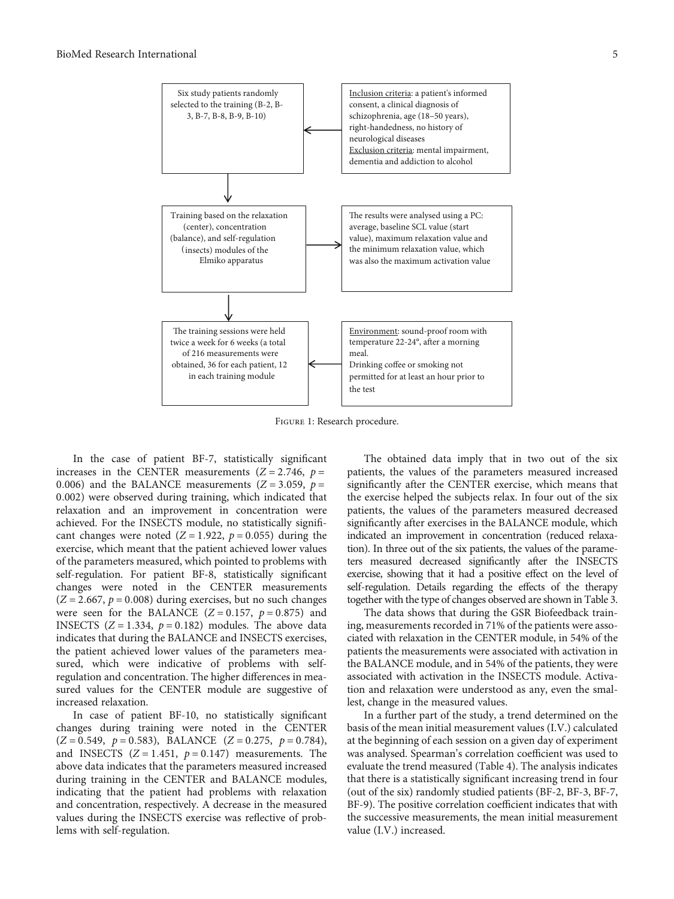Six study patients randomly selected to the training (B-2, B-3, B-7, B-8, B-9, B-10)

Inclusion criteria: a patient's informed consent, a clinical diagnosis of schizophrenia, age (18–50 years), right-handedness, no history of neurological diseases

Exclusion criteria: mental impairment, dementia and addiction to alcohol

Training based on the relaxation (center), concentration (balance), and self-regulation (insects) modules of the Elmiko apparatus

The results were analysed using a PC: average, baseline SCL value (start value), maximum relaxation value and the minimum relaxation value, which was also the maximum activation value

The training sessions were held twice a week for 6 weeks (a total of 216 measurements were obtained, 36 for each patient, 12 in each training module

Environment: sound-proof room with temperature 22-24°, after a morning meal.
Drinking coffee or smoking not permitted for at least an hour prior to the test

Figure 1: Research procedure.

In the case of patient BF-7, statistically significant increases in the CENTER measurements ($Z = 2.746$, $p = 0.006$) and the BALANCE measurements ($Z = 3.059$, $p = 0.002$) were observed during training, which indicated that relaxation and an improvement in concentration were achieved. For the INSECTS module, no statistically significant changes were noted ($Z = 1.922$, $p = 0.055$) during the exercise, which meant that the patient achieved lower values of the parameters measured, which pointed to problems with self-regulation. For patient BF-8, statistically significant changes were noted in the CENTER measurements ($Z = 2.667$, $p = 0.008$) during exercises, but no such changes were seen for the BALANCE ($Z = 0.157$, $p = 0.875$) and INSECTS ($Z = 1.334$, $p = 0.182$) modules. The above data indicates that during the BALANCE and INSECTS exercises, the patient achieved lower values of the parameters measured, which were indicative of problems with self-regulation and concentration. The higher differences in measured values for the CENTER module are suggestive of increased relaxation.

In case of patient BF-10, no statistically significant changes during training were noted in the CENTER ($Z = 0.549$, $p = 0.583$), BALANCE ($Z = 0.275$, $p = 0.784$), and INSECTS ($Z = 1.451$, $p = 0.147$) measurements. The above data indicates that the parameters measured increased during training in the CENTER and BALANCE modules, indicating that the patient had problems with relaxation and concentration, respectively. A decrease in the measured values during the INSECTS exercise was reflective of problems with self-regulation.

The obtained data imply that in two out of the six patients, the values of the parameters measured increased significantly after the CENTER exercise, which means that the exercise helped the subjects relax. In four out of the six patients, the values of the parameters measured decreased significantly after exercises in the BALANCE module, which indicated an improvement in concentration (reduced relaxation). In three out of the six patients, the values of the parameters measured decreased significantly after the INSECTS exercise, showing that it had a positive effect on the level of self-regulation. Details regarding the effects of the therapy together with the type of changes observed are shown in Table 3.

The data shows that during the GSR Biofeedback training, measurements recorded in 71% of the patients were associated with relaxation in the CENTER module, in 54% of the patients the measurements were associated with activation in the BALANCE module, and in 54% of the patients, they were associated with activation in the INSECTS module. Activation and relaxation were understood as any, even the smallest, change in the measured values.

In a further part of the study, a trend determined on the basis of the mean initial measurement values (I.V.) calculated at the beginning of each session on a given day of experiment was analysed. Spearman's correlation coefficient was used to evaluate the trend measured (Table 4). The analysis indicates that there is a statistically significant increasing trend in four (out of the six) randomly studied patients (BF-2, BF-3, BF-7, BF-9). The positive correlation coefficient indicates that with the successive measurements, the mean initial measurement value (I.V.) increased.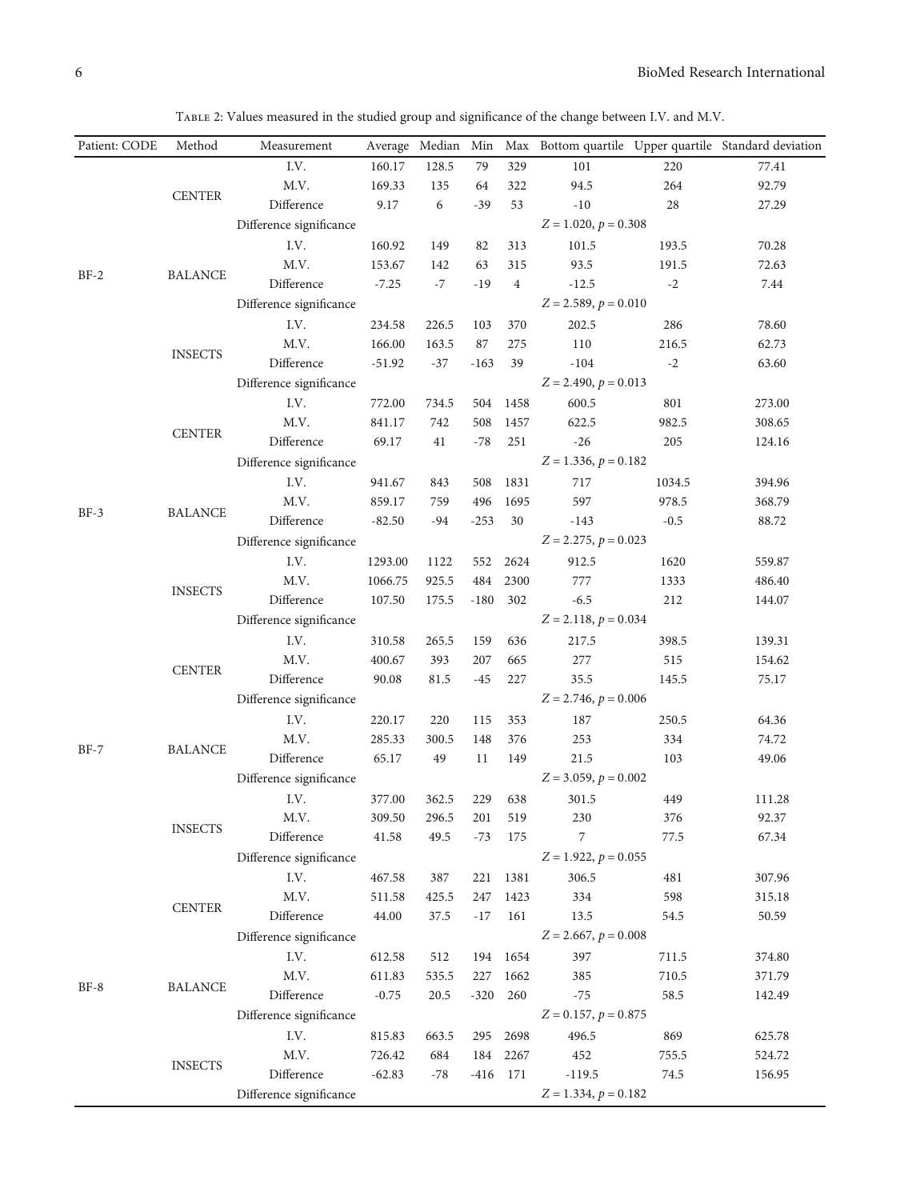Table 2: Values measured in the studied group and significance of the change between I.V. and M.V.

| Patient: CODE | Method | Measurement | Average | Median | Min | Max | Bottom quartile | Upper quartile | Standard deviation |
|---|---|---|---|---|---|---|---|---|---|
| BF-2 | CENTER | I.V. | 160.17 | 128.5 | 79 | 329 | 101 | 220 | 77.41 |
| | | M.V. | 169.33 | 135 | 64 | 322 | 94.5 | 264 | 92.79 |
| | | Difference | 9.17 | 6 | -39 | 53 | -10 | 28 | 27.29 |
| | | Difference significance | $Z = 1.020$, $p = 0.308$ | | | | | | |
| | BALANCE | I.V. | 160.92 | 149 | 82 | 313 | 101.5 | 193.5 | 70.28 |
| | | M.V. | 153.67 | 142 | 63 | 315 | 93.5 | 191.5 | 72.63 |
| | | Difference | -7.25 | -7 | -19 | 4 | -12.5 | -2 | 7.44 |
| | | Difference significance | $Z = 2.589$, $p = 0.010$ | | | | | | |
| | INSECTS | I.V. | 234.58 | 226.5 | 103 | 370 | 202.5 | 286 | 78.60 |
| | | M.V. | 166.00 | 163.5 | 87 | 275 | 110 | 216.5 | 62.73 |
| | | Difference | -51.92 | -37 | -163 | 39 | -104 | -2 | 63.60 |
| | | Difference significance | $Z = 2.490$, $p = 0.013$ | | | | | | |
| BF-3 | CENTER | I.V. | 772.00 | 734.5 | 504 | 1458 | 600.5 | 801 | 273.00 |
| | | M.V. | 841.17 | 742 | 508 | 1457 | 622.5 | 982.5 | 308.65 |
| | | Difference | 69.17 | 41 | -78 | 251 | -26 | 205 | 124.16 |
| | | Difference significance | $Z = 1.336$, $p = 0.182$ | | | | | | |
| | BALANCE | I.V. | 941.67 | 843 | 508 | 1831 | 717 | 1034.5 | 394.96 |
| | | M.V. | 859.17 | 759 | 496 | 1695 | 597 | 978.5 | 368.79 |
| | | Difference | -82.50 | -94 | -253 | 30 | -143 | -0.5 | 88.72 |
| | | Difference significance | $Z = 2.275$, $p = 0.023$ | | | | | | |
| | INSECTS | I.V. | 1293.00 | 1122 | 552 | 2624 | 912.5 | 1620 | 559.87 |
| | | M.V. | 1066.75 | 925.5 | 484 | 2300 | 777 | 1333 | 486.40 |
| | | Difference | 107.50 | 175.5 | -180 | 302 | -6.5 | 212 | 144.07 |
| | | Difference significance | $Z = 2.118$, $p = 0.034$ | | | | | | |
| BF-7 | CENTER | I.V. | 310.58 | 265.5 | 159 | 636 | 217.5 | 398.5 | 139.31 |
| | | M.V. | 400.67 | 393 | 207 | 665 | 277 | 515 | 154.62 |
| | | Difference | 90.08 | 81.5 | -45 | 227 | 35.5 | 145.5 | 75.17 |
| | | Difference significance | $Z = 2.746$, $p = 0.006$ | | | | | | |
| | BALANCE | I.V. | 220.17 | 220 | 115 | 353 | 187 | 250.5 | 64.36 |
| | | M.V. | 285.33 | 300.5 | 148 | 376 | 253 | 334 | 74.72 |
| | | Difference | 65.17 | 49 | 11 | 149 | 21.5 | 103 | 49.06 |
| | | Difference significance | $Z = 3.059$, $p = 0.002$ | | | | | | |
| | INSECTS | I.V. | 377.00 | 362.5 | 229 | 638 | 301.5 | 449 | 111.28 |
| | | M.V. | 309.50 | 296.5 | 201 | 519 | 230 | 376 | 92.37 |
| | | Difference | 41.58 | 49.5 | -73 | 175 | 7 | 77.5 | 67.34 |
| | | Difference significance | $Z = 1.922$, $p = 0.055$ | | | | | | |
| BF-8 | CENTER | I.V. | 467.58 | 387 | 221 | 1381 | 306.5 | 481 | 307.96 |
| | | M.V. | 511.58 | 425.5 | 247 | 1423 | 334 | 598 | 315.18 |
| | | Difference | 44.00 | 37.5 | -17 | 161 | 13.5 | 54.5 | 50.59 |
| | | Difference significance | $Z = 2.667$, $p = 0.008$ | | | | | | |
| | BALANCE | I.V. | 612.58 | 512 | 194 | 1654 | 397 | 711.5 | 374.80 |
| | | M.V. | 611.83 | 535.5 | 227 | 1662 | 385 | 710.5 | 371.79 |
| | | Difference | -0.75 | 20.5 | -320 | 260 | -75 | 58.5 | 142.49 |
| | | Difference significance | $Z = 0.157$, $p = 0.875$ | | | | | | |
| | INSECTS | I.V. | 815.83 | 663.5 | 295 | 2698 | 496.5 | 869 | 625.78 |
| | | M.V. | 726.42 | 684 | 184 | 2267 | 452 | 755.5 | 524.72 |
| | | Difference | -62.83 | -78 | -416 | 171 | -119.5 | 74.5 | 156.95 |
| | | Difference significance | $Z = 1.334$, $p = 0.182$ | | | | | | |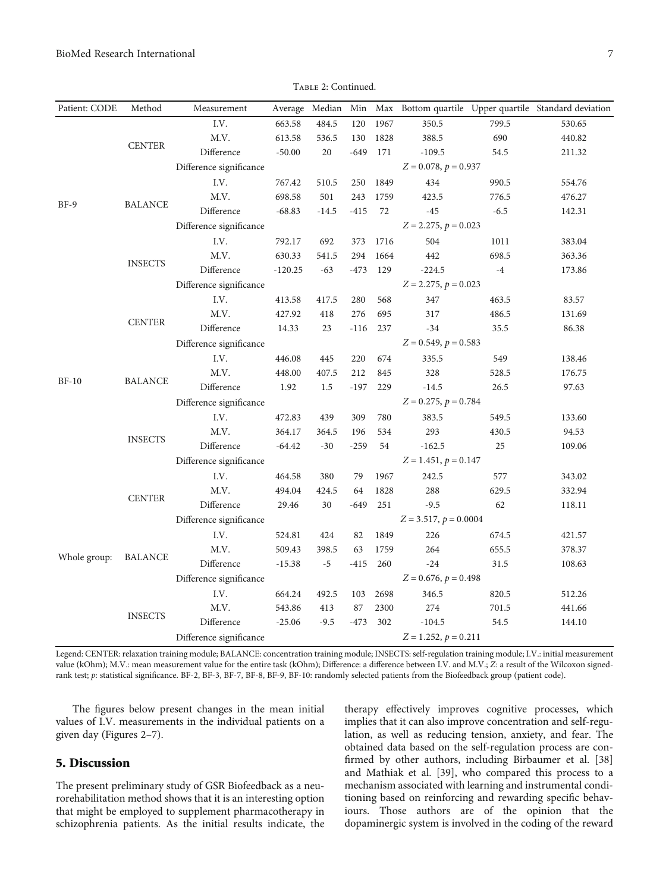Table 2: Continued.

| Patient: CODE | Method | Measurement | Average | Median | Min | Max | Bottom quartile | Upper quartile | Standard deviation |
|---|---|---|---|---|---|---|---|---|---|
| BF-9 | CENTER | I.V. | 663.58 | 484.5 | 120 | 1967 | 350.5 | 799.5 | 530.65 |
| | | M.V. | 613.58 | 536.5 | 130 | 1828 | 388.5 | 690 | 440.82 |
| | | Difference | -50.00 | 20 | -649 | 171 | -109.5 | 54.5 | 211.32 |
| | | Difference significance | $Z = 0.078$, $p = 0.937$ | | | | | | |
| | BALANCE | I.V. | 767.42 | 510.5 | 250 | 1849 | 434 | 990.5 | 554.76 |
| | | M.V. | 698.58 | 501 | 243 | 1759 | 423.5 | 776.5 | 476.27 |
| | | Difference | -68.83 | -14.5 | -415 | 72 | -45 | -6.5 | 142.31 |
| | | Difference significance | $Z = 2.275$, $p = 0.023$ | | | | | | |
| | INSECTS | I.V. | 792.17 | 692 | 373 | 1716 | 504 | 1011 | 383.04 |
| | | M.V. | 630.33 | 541.5 | 294 | 1664 | 442 | 698.5 | 363.36 |
| | | Difference | -120.25 | -63 | -473 | 129 | -224.5 | -4 | 173.86 |
| | | Difference significance | $Z = 2.275$, $p = 0.023$ | | | | | | |
| BF-10 | CENTER | I.V. | 413.58 | 417.5 | 280 | 568 | 347 | 463.5 | 83.57 |
| | | M.V. | 427.92 | 418 | 276 | 695 | 317 | 486.5 | 131.69 |
| | | Difference | 14.33 | 23 | -116 | 237 | -34 | 35.5 | 86.38 |
| | | Difference significance | $Z = 0.549$, $p = 0.583$ | | | | | | |
| | BALANCE | I.V. | 446.08 | 445 | 220 | 674 | 335.5 | 549 | 138.46 |
| | | M.V. | 448.00 | 407.5 | 212 | 845 | 328 | 528.5 | 176.75 |
| | | Difference | 1.92 | 1.5 | -197 | 229 | -14.5 | 26.5 | 97.63 |
| | | Difference significance | $Z = 0.275$, $p = 0.784$ | | | | | | |
| | INSECTS | I.V. | 472.83 | 439 | 309 | 780 | 383.5 | 549.5 | 133.60 |
| | | M.V. | 364.17 | 364.5 | 196 | 534 | 293 | 430.5 | 94.53 |
| | | Difference | -64.42 | -30 | -259 | 54 | -162.5 | 25 | 109.06 |
| | | Difference significance | $Z = 1.451$, $p = 0.147$ | | | | | | |
| Whole group: | CENTER | I.V. | 464.58 | 380 | 79 | 1967 | 242.5 | 577 | 343.02 |
| | | M.V. | 494.04 | 424.5 | 64 | 1828 | 288 | 629.5 | 332.94 |
| | | Difference | 29.46 | 30 | -649 | 251 | -9.5 | 62 | 118.11 |
| | | Difference significance | $Z = 3.517$, $p = 0.0004$ | | | | | | |
| | BALANCE | I.V. | 524.81 | 424 | 82 | 1849 | 226 | 674.5 | 421.57 |
| | | M.V. | 509.43 | 398.5 | 63 | 1759 | 264 | 655.5 | 378.37 |
| | | Difference | -15.38 | -5 | -415 | 260 | -24 | 31.5 | 108.63 |
| | | Difference significance | $Z = 0.676$, $p = 0.498$ | | | | | | |
| | INSECTS | I.V. | 664.24 | 492.5 | 103 | 2698 | 346.5 | 820.5 | 512.26 |
| | | M.V. | 543.86 | 413 | 87 | 2300 | 274 | 701.5 | 441.66 |
| | | Difference | -25.06 | -9.5 | -473 | 302 | -104.5 | 54.5 | 144.10 |
| | | Difference significance | $Z = 1.252$, $p = 0.211$ | | | | | | |

Legend: CENTER: relaxation training module; BALANCE: concentration training module; INSECTS: self-regulation training module; I.V.: initial measurement value (kOhm); M.V.: mean measurement value for the entire task (kOhm); Difference: a difference between I.V. and M.V.; $Z$: a result of the Wilcoxon signed-rank test; $p$: statistical significance. BF-2, BF-3, BF-7, BF-8, BF-9, BF-10: randomly selected patients from the Biofeedback group (patient code).

The figures below present changes in the mean initial values of I.V. measurements in the individual patients on a given day (Figures 2–7).

## 5. Discussion

The present preliminary study of GSR Biofeedback as a neurorehabilitation method shows that it is an interesting option that might be employed to supplement pharmacotherapy in schizophrenia patients. As the initial results indicate, the therapy effectively improves cognitive processes, which implies that it can also improve concentration and self-regulation, as well as reducing tension, anxiety, and fear. The obtained data based on the self-regulation process are confirmed by other authors, including Birbaumer et al. [38] and Mathiak et al. [39], who compared this process to a mechanism associated with learning and instrumental conditioning based on reinforcing and rewarding specific behaviours. Those authors are of the opinion that the dopaminergic system is involved in the coding of the reward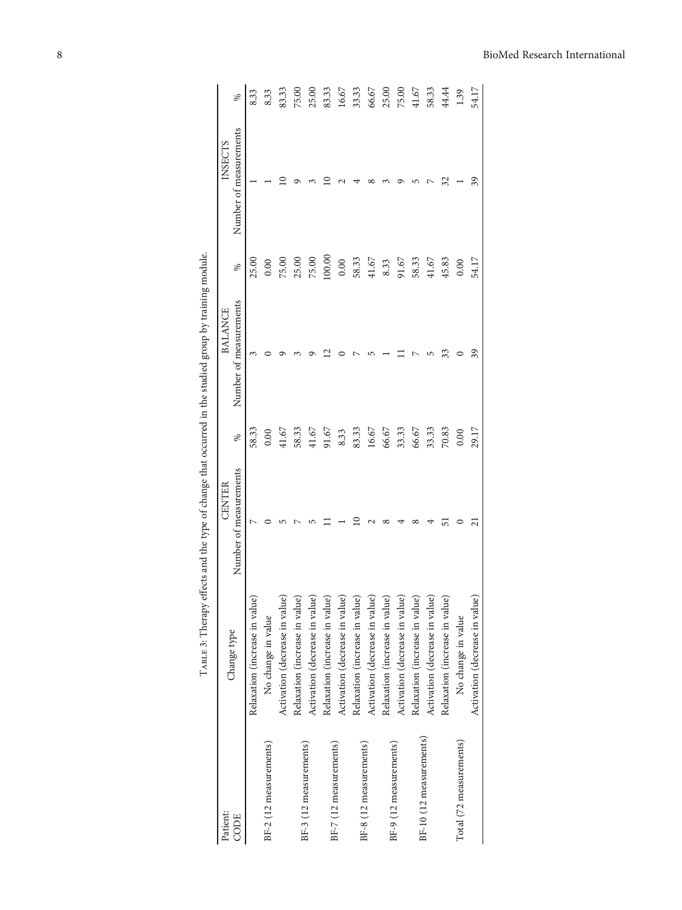Table 3: Therapy effects and the type of change that occurred in the studied group by training module.

| Patient: CODE | Change type | CENTER | | BALANCE | | INSECTS | |
|---|---|---|---|---|---|---|---|
| | | Number of measurements | % | Number of measurements | % | Number of measurements | % |
| BF-2 (12 measurements) | Relaxation (increase in value) | 7 | 58.33 | 3 | 25.00 | 1 | 8.33 |
| | No change in value | 0 | 0.00 | 0 | 0.00 | 1 | 8.33 |
| | Activation (decrease in value) | 5 | 41.67 | 9 | 75.00 | 10 | 83.33 |
| BF-3 (12 measurements) | Relaxation (increase in value) | 7 | 58.33 | 3 | 25.00 | 9 | 75.00 |
| | Activation (decrease in value) | 5 | 41.67 | 9 | 75.00 | 3 | 25.00 |
| BF-7 (12 measurements) | Relaxation (increase in value) | 11 | 91.67 | 12 | 100.00 | 10 | 83.33 |
| | Activation (decrease in value) | 1 | 8.33 | 0 | 0.00 | 2 | 16.67 |
| BF-8 (12 measurements) | Relaxation (increase in value) | 10 | 83.33 | 7 | 58.33 | 4 | 33.33 |
| | Activation (decrease in value) | 2 | 16.67 | 5 | 41.67 | 8 | 66.67 |
| BF-9 (12 measurements) | Relaxation (increase in value) | 8 | 66.67 | 1 | 8.33 | 3 | 25.00 |
| | Activation (decrease in value) | 4 | 33.33 | 11 | 91.67 | 9 | 75.00 |
| BF-10 (12 measurements) | Relaxation (increase in value) | 8 | 66.67 | 7 | 58.33 | 5 | 41.67 |
| | Activation (decrease in value) | 4 | 33.33 | 5 | 41.67 | 7 | 58.33 |
| Total (72 measurements) | Relaxation (increase in value) | 51 | 70.83 | 33 | 45.83 | 32 | 44.44 |
| | No change in value | 0 | 0.00 | 0 | 0.00 | 1 | 1.39 |
| | Activation (decrease in value) | 21 | 29.17 | 39 | 54.17 | 39 | 54.17 |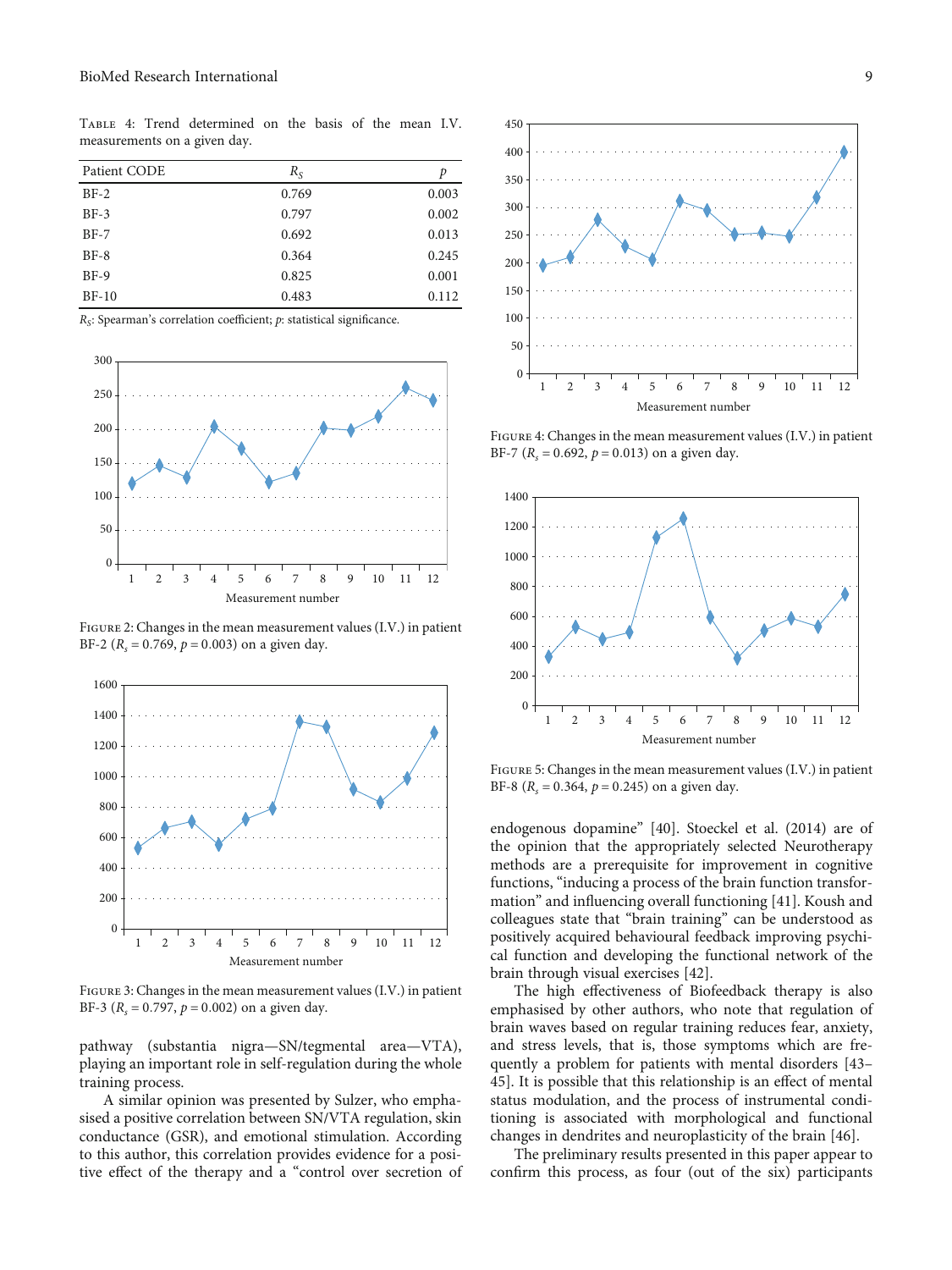Table 4: Trend determined on the basis of the mean I.V. measurements on a given day.

| Patient CODE | $R_S$ | $p$ |
|---|---|---|
| BF-2 | 0.769 | 0.003 |
| BF-3 | 0.797 | 0.002 |
| BF-7 | 0.692 | 0.013 |
| BF-8 | 0.364 | 0.245 |
| BF-9 | 0.825 | 0.001 |
| BF-10 | 0.483 | 0.112 |

$R_S$: Spearman's correlation coefficient; $p$: statistical significance.

300
250
200
150
100
50
0
1 2 3 4 5 6 7 8 9 10 11 12
Measurement number

Figure 2: Changes in the mean measurement values (I.V.) in patient BF-2 ($R_s = 0.769$, $p = 0.003$) on a given day.

1600
1400
1200
1000
800
600
400
200
0
1 2 3 4 5 6 7 8 9 10 11 12
Measurement number

Figure 3: Changes in the mean measurement values (I.V.) in patient BF-3 ($R_s = 0.797$, $p = 0.002$) on a given day.

pathway (substantia nigra—SN/tegmental area—VTA), playing an important role in self-regulation during the whole training process.

A similar opinion was presented by Sulzer, who emphasised a positive correlation between SN/VTA regulation, skin conductance (GSR), and emotional stimulation. According to this author, this correlation provides evidence for a positive effect of the therapy and a "control over secretion of endogenous dopamine" [40]. Stoeckel et al. (2014) are of the opinion that the appropriately selected Neurotherapy methods are a prerequisite for improvement in cognitive functions, "inducing a process of the brain function transformation" and influencing overall functioning [41]. Koush and colleagues state that "brain training" can be understood as positively acquired behavioural feedback improving psychical function and developing the functional network of the brain through visual exercises [42].

450
400
350
300
250
200
150
100
50
0
1 2 3 4 5 6 7 8 9 10 11 12
Measurement number

Figure 4: Changes in the mean measurement values (I.V.) in patient BF-7 ($R_s = 0.692$, $p = 0.013$) on a given day.

1400
1200
1000
800
600
400
200
0
1 2 3 4 5 6 7 8 9 10 11 12
Measurement number

Figure 5: Changes in the mean measurement values (I.V.) in patient BF-8 ($R_s = 0.364$, $p = 0.245$) on a given day.

The high effectiveness of Biofeedback therapy is also emphasised by other authors, who note that regulation of brain waves based on regular training reduces fear, anxiety, and stress levels, that is, those symptoms which are frequently a problem for patients with mental disorders [43–45]. It is possible that this relationship is an effect of mental status modulation, and the process of instrumental conditioning is associated with morphological and functional changes in dendrites and neuroplasticity of the brain [46].

The preliminary results presented in this paper appear to confirm this process, as four (out of the six) participants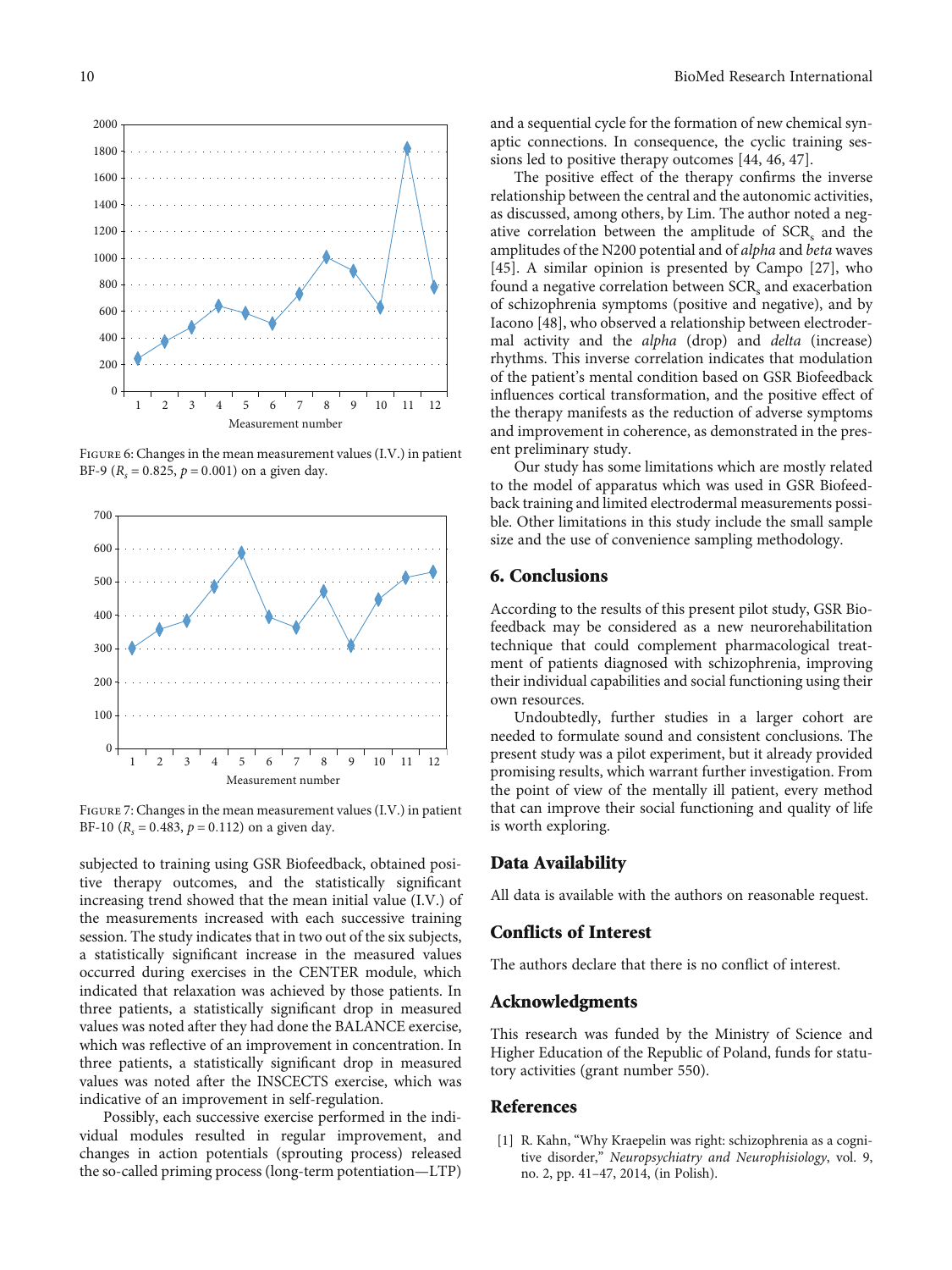2000
1800
1600
1400
1200
1000
800
600
400
200
0
1 2 3 4 5 6 7 8 9 10 11 12
Measurement number

Figure 6: Changes in the mean measurement values (I.V.) in patient BF-9 ($R_s = 0.825$, $p = 0.001$) on a given day.

700
600
500
400
300
200
100
0
1 2 3 4 5 6 7 8 9 10 11 12
Measurement number

Figure 7: Changes in the mean measurement values (I.V.) in patient BF-10 ($R_s = 0.483$, $p = 0.112$) on a given day.

subjected to training using GSR Biofeedback, obtained positive therapy outcomes, and the statistically significant increasing trend showed that the mean initial value (I.V.) of the measurements increased with each successive training session. The study indicates that in two out of the six subjects, a statistically significant increase in the measured values occurred during exercises in the CENTER module, which indicated that relaxation was achieved by those patients. In three patients, a statistically significant drop in measured values was noted after they had done the BALANCE exercise, which was reflective of an improvement in concentration. In three patients, a statistically significant drop in measured values was noted after the INSCECTS exercise, which was indicative of an improvement in self-regulation.

Possibly, each successive exercise performed in the individual modules resulted in regular improvement, and changes in action potentials (sprouting process) released the so-called priming process (long-term potentiation—LTP) and a sequential cycle for the formation of new chemical synaptic connections. In consequence, the cyclic training sessions led to positive therapy outcomes [44, 46, 47].

The positive effect of the therapy confirms the inverse relationship between the central and the autonomic activities, as discussed, among others, by Lim. The author noted a negative correlation between the amplitude of $SCR_s$ and the amplitudes of the N200 potential and of *alpha* and *beta* waves [45]. A similar opinion is presented by Campo [27], who found a negative correlation between $SCR_s$ and exacerbation of schizophrenia symptoms (positive and negative), and by Iacono [48], who observed a relationship between electrodermal activity and the *alpha* (drop) and *delta* (increase) rhythms. This inverse correlation indicates that modulation of the patient's mental condition based on GSR Biofeedback influences cortical transformation, and the positive effect of the therapy manifests as the reduction of adverse symptoms and improvement in coherence, as demonstrated in the present preliminary study.

Our study has some limitations which are mostly related to the model of apparatus which was used in GSR Biofeedback training and limited electrodermal measurements possible. Other limitations in this study include the small sample size and the use of convenience sampling methodology.

## 6. Conclusions

According to the results of this present pilot study, GSR Biofeedback may be considered as a new neurorehabilitation technique that could complement pharmacological treatment of patients diagnosed with schizophrenia, improving their individual capabilities and social functioning using their own resources.

Undoubtedly, further studies in a larger cohort are needed to formulate sound and consistent conclusions. The present study was a pilot experiment, but it already provided promising results, which warrant further investigation. From the point of view of the mentally ill patient, every method that can improve their social functioning and quality of life is worth exploring.

## Data Availability

All data is available with the authors on reasonable request.

## Conflicts of Interest

The authors declare that there is no conflict of interest.

## Acknowledgments

This research was funded by the Ministry of Science and Higher Education of the Republic of Poland, funds for statutory activities (grant number 550).

## References

[1] R. Kahn, "Why Kraepelin was right: schizophrenia as a cognitive disorder," *Neuropsychiatry and Neurophisiology*, vol. 9, no. 2, pp. 41–47, 2014, (in Polish).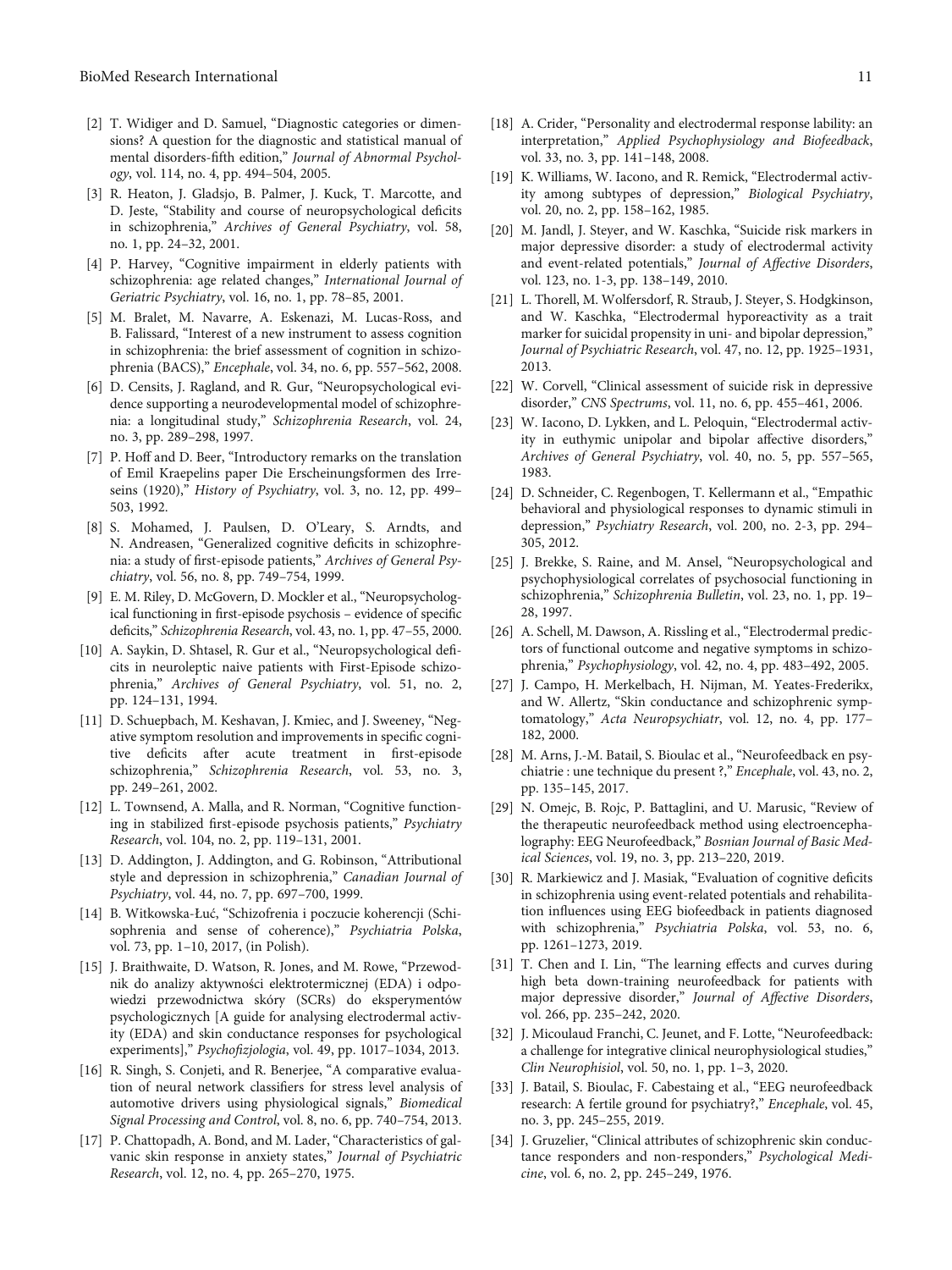[2] T. Widiger and D. Samuel, "Diagnostic categories or dimensions? A question for the diagnostic and statistical manual of mental disorders-fifth edition," *Journal of Abnormal Psychology*, vol. 114, no. 4, pp. 494–504, 2005.

[3] R. Heaton, J. Gladsjo, B. Palmer, J. Kuck, T. Marcotte, and D. Jeste, "Stability and course of neuropsychological deficits in schizophrenia," *Archives of General Psychiatry*, vol. 58, no. 1, pp. 24–32, 2001.

[4] P. Harvey, "Cognitive impairment in elderly patients with schizophrenia: age related changes," *International Journal of Geriatric Psychiatry*, vol. 16, no. 1, pp. 78–85, 2001.

[5] M. Bralet, M. Navarre, A. Eskenazi, M. Lucas-Ross, and B. Falissard, "Interest of a new instrument to assess cognition in schizophrenia: the brief assessment of cognition in schizophrenia (BACS)," *Encephale*, vol. 34, no. 6, pp. 557–562, 2008.

[6] D. Censits, J. Ragland, and R. Gur, "Neuropsychological evidence supporting a neurodevelopmental model of schizophrenia: a longitudinal study," *Schizophrenia Research*, vol. 24, no. 3, pp. 289–298, 1997.

[7] P. Hoff and D. Beer, "Introductory remarks on the translation of Emil Kraepelins paper Die Erscheinungsformen des Irreseins (1920)," *History of Psychiatry*, vol. 3, no. 12, pp. 499–503, 1992.

[8] S. Mohamed, J. Paulsen, D. O'Leary, S. Arndts, and N. Andreasen, "Generalized cognitive deficits in schizophrenia: a study of first-episode patients," *Archives of General Psychiatry*, vol. 56, no. 8, pp. 749–754, 1999.

[9] E. M. Riley, D. McGovern, D. Mockler et al., "Neuropsychological functioning in first-episode psychosis – evidence of specific deficits," *Schizophrenia Research*, vol. 43, no. 1, pp. 47–55, 2000.

[10] A. Saykin, D. Shtasel, R. Gur et al., "Neuropsychological deficits in neuroleptic naive patients with First-Episode schizophrenia," *Archives of General Psychiatry*, vol. 51, no. 2, pp. 124–131, 1994.

[11] D. Schuepbach, M. Keshavan, J. Kmiec, and J. Sweeney, "Negative symptom resolution and improvements in specific cognitive deficits after acute treatment in first-episode schizophrenia," *Schizophrenia Research*, vol. 53, no. 3, pp. 249–261, 2002.

[12] L. Townsend, A. Malla, and R. Norman, "Cognitive functioning in stabilized first-episode psychosis patients," *Psychiatry Research*, vol. 104, no. 2, pp. 119–131, 2001.

[13] D. Addington, J. Addington, and G. Robinson, "Attributional style and depression in schizophrenia," *Canadian Journal of Psychiatry*, vol. 44, no. 7, pp. 697–700, 1999.

[14] B. Witkowska-Łuć, "Schizofrenia i poczucie koherencji (Schisophrenia and sense of coherence)," *Psychiatria Polska*, vol. 73, pp. 1–10, 2017, (in Polish).

[15] J. Braithwaite, D. Watson, R. Jones, and M. Rowe, "Przewodnik do analizy aktywności elektrotermicznej (EDA) i odpowiedzi przewodnictwa skóry (SCRs) do eksperymentów psychologicznych [A guide for analysing electrodermal activity (EDA) and skin conductance responses for psychological experiments]," *Psychofizjologia*, vol. 49, pp. 1017–1034, 2013.

[16] R. Singh, S. Conjeti, and R. Benerjee, "A comparative evaluation of neural network classifiers for stress level analysis of automotive drivers using physiological signals," *Biomedical Signal Processing and Control*, vol. 8, no. 6, pp. 740–754, 2013.

[17] P. Chattopadh, A. Bond, and M. Lader, "Characteristics of galvanic skin response in anxiety states," *Journal of Psychiatric Research*, vol. 12, no. 4, pp. 265–270, 1975.

[18] A. Crider, "Personality and electrodermal response lability: an interpretation," *Applied Psychophysiology and Biofeedback*, vol. 33, no. 3, pp. 141–148, 2008.

[19] K. Williams, W. Iacono, and R. Remick, "Electrodermal activity among subtypes of depression," *Biological Psychiatry*, vol. 20, no. 2, pp. 158–162, 1985.

[20] M. Jandl, J. Steyer, and W. Kaschka, "Suicide risk markers in major depressive disorder: a study of electrodermal activity and event-related potentials," *Journal of Affective Disorders*, vol. 123, no. 1-3, pp. 138–149, 2010.

[21] L. Thorell, M. Wolfersdorf, R. Straub, J. Steyer, S. Hodgkinson, and W. Kaschka, "Electrodermal hyporeactivity as a trait marker for suicidal propensity in uni- and bipolar depression," *Journal of Psychiatric Research*, vol. 47, no. 12, pp. 1925–1931, 2013.

[22] W. Corvell, "Clinical assessment of suicide risk in depressive disorder," *CNS Spectrums*, vol. 11, no. 6, pp. 455–461, 2006.

[23] W. Iacono, D. Lykken, and L. Peloquin, "Electrodermal activity in euthymic unipolar and bipolar affective disorders," *Archives of General Psychiatry*, vol. 40, no. 5, pp. 557–565, 1983.

[24] D. Schneider, C. Regenbogen, T. Kellermann et al., "Empathic behavioral and physiological responses to dynamic stimuli in depression," *Psychiatry Research*, vol. 200, no. 2-3, pp. 294–305, 2012.

[25] J. Brekke, S. Raine, and M. Ansel, "Neuropsychological and psychophysiological correlates of psychosocial functioning in schizophrenia," *Schizophrenia Bulletin*, vol. 23, no. 1, pp. 19–28, 1997.

[26] A. Schell, M. Dawson, A. Rissling et al., "Electrodermal predictors of functional outcome and negative symptoms in schizophrenia," *Psychophysiology*, vol. 42, no. 4, pp. 483–492, 2005.

[27] J. Campo, H. Merkelbach, H. Nijman, M. Yeates-Frederikx, and W. Allertz, "Skin conductance and schizophrenic symptomatology," *Acta Neuropsychiatr*, vol. 12, no. 4, pp. 177–182, 2000.

[28] M. Arns, J.-M. Batail, S. Bioulac et al., "Neurofeedback en psychiatrie : une technique du present ?," *Encephale*, vol. 43, no. 2, pp. 135–145, 2017.

[29] N. Omejc, B. Rojc, P. Battaglini, and U. Marusic, "Review of the therapeutic neurofeedback method using electroencephalography: EEG Neurofeedback," *Bosnian Journal of Basic Medical Sciences*, vol. 19, no. 3, pp. 213–220, 2019.

[30] R. Markiewicz and J. Masiak, "Evaluation of cognitive deficits in schizophrenia using event-related potentials and rehabilitation influences using EEG biofeedback in patients diagnosed with schizophrenia," *Psychiatria Polska*, vol. 53, no. 6, pp. 1261–1273, 2019.

[31] T. Chen and I. Lin, "The learning effects and curves during high beta down-training neurofeedback for patients with major depressive disorder," *Journal of Affective Disorders*, vol. 266, pp. 235–242, 2020.

[32] J. Micoulaud Franchi, C. Jeunet, and F. Lotte, "Neurofeedback: a challenge for integrative clinical neurophysiological studies," *Clin Neurophisiol*, vol. 50, no. 1, pp. 1–3, 2020.

[33] J. Batail, S. Bioulac, F. Cabestaing et al., "EEG neurofeedback research: A fertile ground for psychiatry?," *Encephale*, vol. 45, no. 3, pp. 245–255, 2019.

[34] J. Gruzelier, "Clinical attributes of schizophrenic skin conductance responders and non-responders," *Psychological Medicine*, vol. 6, no. 2, pp. 245–249, 1976.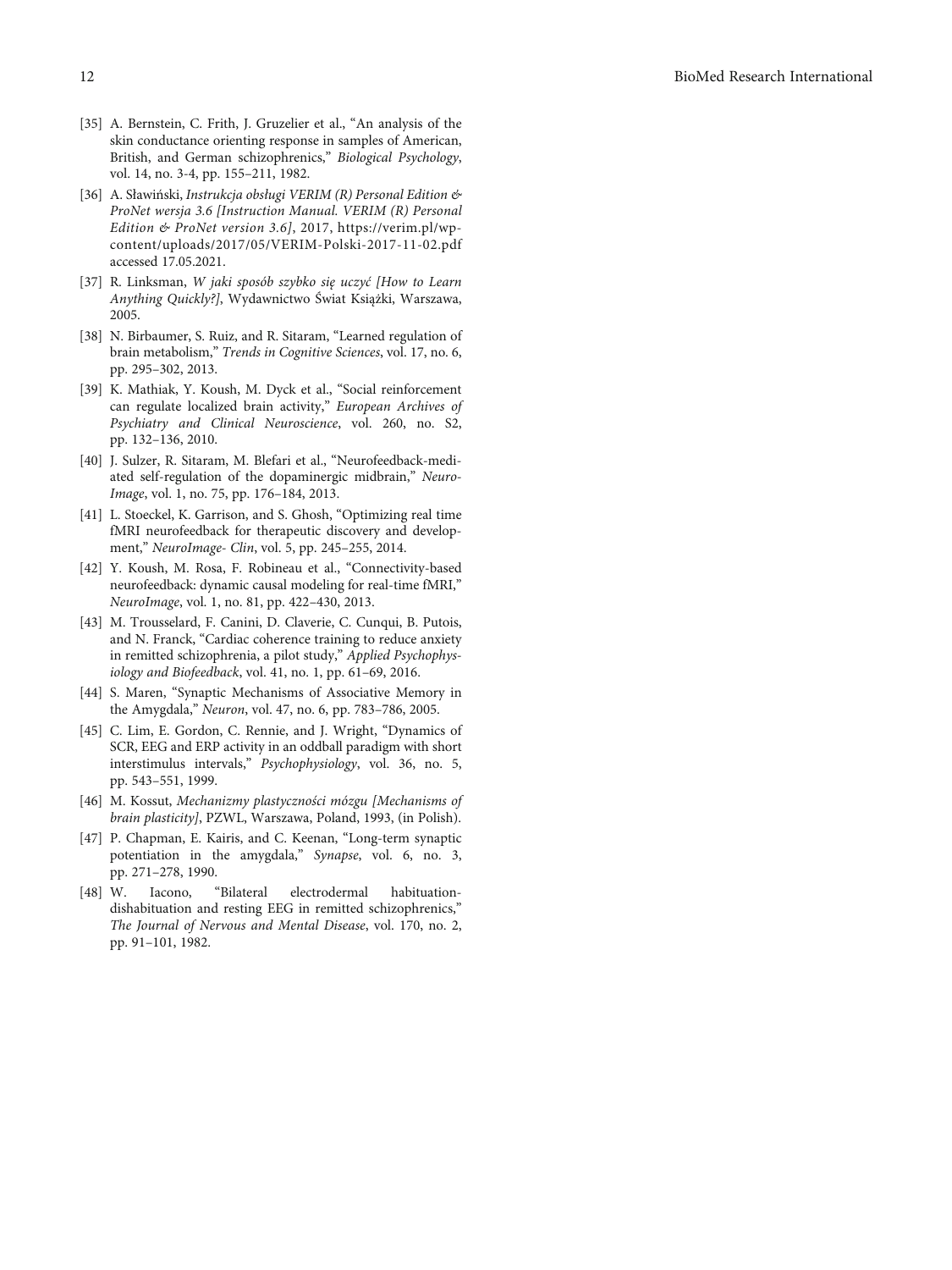[35] A. Bernstein, C. Frith, J. Gruzelier et al., "An analysis of the skin conductance orienting response in samples of American, British, and German schizophrenics," *Biological Psychology*, vol. 14, no. 3-4, pp. 155–211, 1982.

[36] A. Sławiński, *Instrukcja obsługi VERIM (R) Personal Edition & ProNet wersja 3.6 [Instruction Manual. VERIM (R) Personal Edition & ProNet version 3.6]*, 2017, https://verim.pl/wp-content/uploads/2017/05/VERIM-Polski-2017-11-02.pdf accessed 17.05.2021.

[37] R. Linksman, *W jaki sposób szybko się uczyć [How to Learn Anything Quickly?]*, Wydawnictwo Świat Książki, Warszawa, 2005.

[38] N. Birbaumer, S. Ruiz, and R. Sitaram, "Learned regulation of brain metabolism," *Trends in Cognitive Sciences*, vol. 17, no. 6, pp. 295–302, 2013.

[39] K. Mathiak, Y. Koush, M. Dyck et al., "Social reinforcement can regulate localized brain activity," *European Archives of Psychiatry and Clinical Neuroscience*, vol. 260, no. S2, pp. 132–136, 2010.

[40] J. Sulzer, R. Sitaram, M. Blefari et al., "Neurofeedback-mediated self-regulation of the dopaminergic midbrain," *NeuroImage*, vol. 1, no. 75, pp. 176–184, 2013.

[41] L. Stoeckel, K. Garrison, and S. Ghosh, "Optimizing real time fMRI neurofeedback for therapeutic discovery and development," *NeuroImage- Clin*, vol. 5, pp. 245–255, 2014.

[42] Y. Koush, M. Rosa, F. Robineau et al., "Connectivity-based neurofeedback: dynamic causal modeling for real-time fMRI," *NeuroImage*, vol. 1, no. 81, pp. 422–430, 2013.

[43] M. Trousselard, F. Canini, D. Claverie, C. Cunqui, B. Putois, and N. Franck, "Cardiac coherence training to reduce anxiety in remitted schizophrenia, a pilot study," *Applied Psychophysiology and Biofeedback*, vol. 41, no. 1, pp. 61–69, 2016.

[44] S. Maren, "Synaptic Mechanisms of Associative Memory in the Amygdala," *Neuron*, vol. 47, no. 6, pp. 783–786, 2005.

[45] C. Lim, E. Gordon, C. Rennie, and J. Wright, "Dynamics of SCR, EEG and ERP activity in an oddball paradigm with short interstimulus intervals," *Psychophysiology*, vol. 36, no. 5, pp. 543–551, 1999.

[46] M. Kossut, *Mechanizmy plastyczności mózgu [Mechanisms of brain plasticity]*, PZWL, Warszawa, Poland, 1993, (in Polish).

[47] P. Chapman, E. Kairis, and C. Keenan, "Long-term synaptic potentiation in the amygdala," *Synapse*, vol. 6, no. 3, pp. 271–278, 1990.

[48] W. Iacono, "Bilateral electrodermal habituation-dishabituation and resting EEG in remitted schizophrenics," *The Journal of Nervous and Mental Disease*, vol. 170, no. 2, pp. 91–101, 1982.